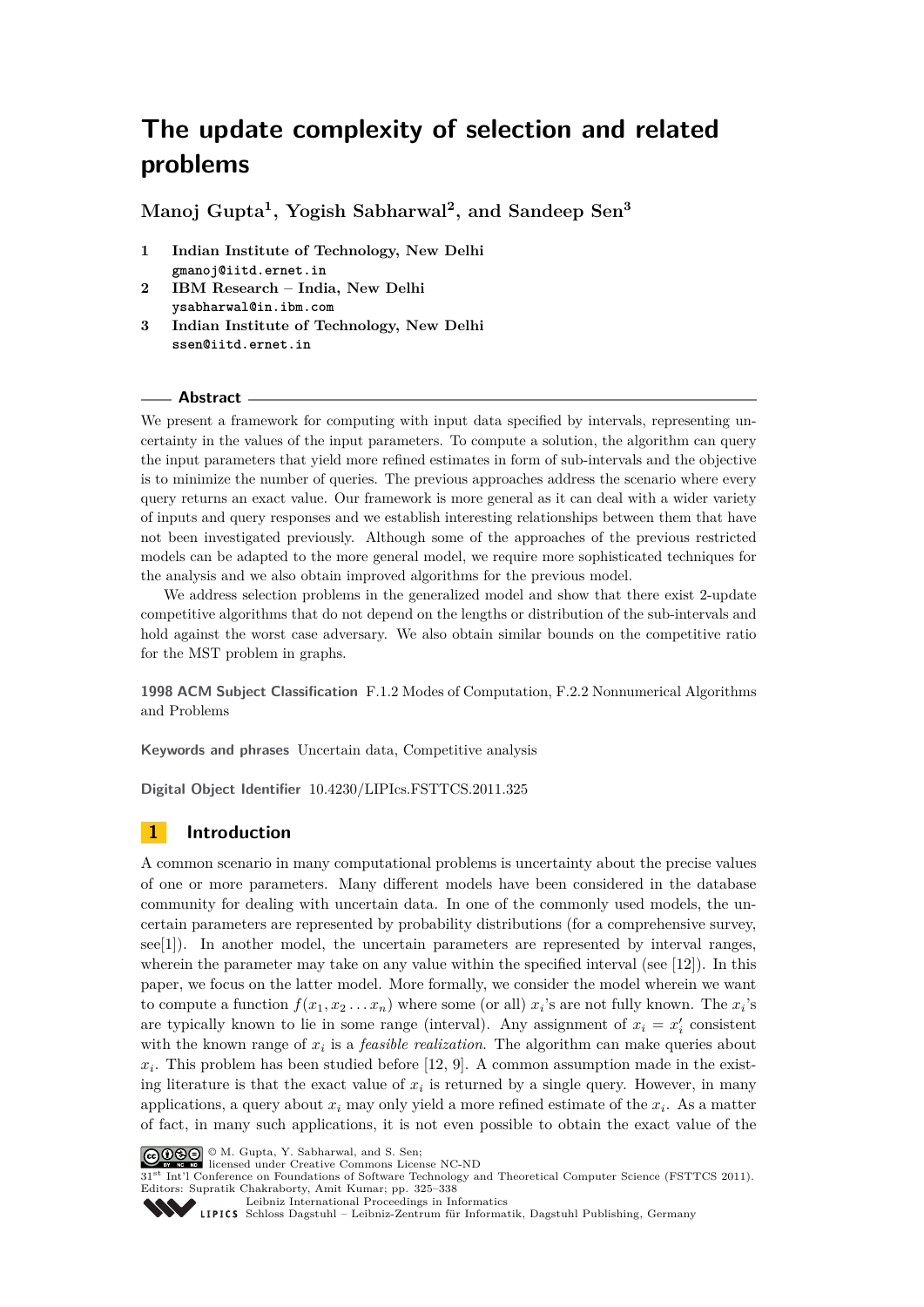# The update complexity of selection and related problems

**Manoj Gupta[1], Yogish Sabharwal[2], and Sandeep Sen[3]**

1. **Indian Institute of Technology, New Delhi**
   gmanoj@iitd.ernet.in
2. **IBM Research – India, New Delhi**
   ysabharwal@in.ibm.com
3. **Indian Institute of Technology, New Delhi**
   ssen@iitd.ernet.in

## Abstract

We present a framework for computing with input data specified by intervals, representing uncertainty in the values of the input parameters. To compute a solution, the algorithm can query the input parameters that yield more refined estimates in form of sub-intervals and the objective is to minimize the number of queries. The previous approaches address the scenario where every query returns an exact value. Our framework is more general as it can deal with a wider variety of inputs and query responses and we establish interesting relationships between them that have not been investigated previously. Although some of the approaches of the previous restricted models can be adapted to the more general model, we require more sophisticated techniques for the analysis and we also obtain improved algorithms for the previous model.

We address selection problems in the generalized model and show that there exist 2-update competitive algorithms that do not depend on the lengths or distribution of the sub-intervals and hold against the worst case adversary. We also obtain similar bounds on the competitive ratio for the MST problem in graphs.

**1998 ACM Subject Classification** F.1.2 Modes of Computation, F.2.2 Nonnumerical Algorithms and Problems

**Keywords and phrases** Uncertain data, Competitive analysis

**Digital Object Identifier** 10.4230/LIPIcs.FSTTCS.2011.325

## 1 Introduction

A common scenario in many computational problems is uncertainty about the precise values of one or more parameters. Many different models have been considered in the database community for dealing with uncertain data. In one of the commonly used models, the uncertain parameters are represented by probability distributions (for a comprehensive survey, see[1]). In another model, the uncertain parameters are represented by interval ranges, wherein the parameter may take on any value within the specified interval (see [12]). In this paper, we focus on the latter model. More formally, we consider the model wherein we want to compute a function $f(x_1, x_2 \ldots x_n)$ where some (or all) $x_i$'s are not fully known. The $x_i$'s are typically known to lie in some range (interval). Any assignment of $x_i = x_i'$ consistent with the known range of $x_i$ is a *feasible realization*. The algorithm can make queries about $x_i$. This problem has been studied before [12, 9]. A common assumption made in the existing literature is that the exact value of $x_i$ is returned by a single query. However, in many applications, a query about $x_i$ may only yield a more refined estimate of the $x_i$. As a matter of fact, in many such applications, it is not even possible to obtain the exact value of the

© M. Gupta, Y. Sabharwal, and S. Sen;
licensed under Creative Commons License NC-ND
31st Int'l Conference on Foundations of Software Technology and Theoretical Computer Science (FSTTCS 2011).
Editors: Supratik Chakraborty, Amit Kumar; pp. 325–338
Leibniz International Proceedings in Informatics
LIPICS Schloss Dagstuhl – Leibniz-Zentrum für Informatik, Dagstuhl Publishing, Germany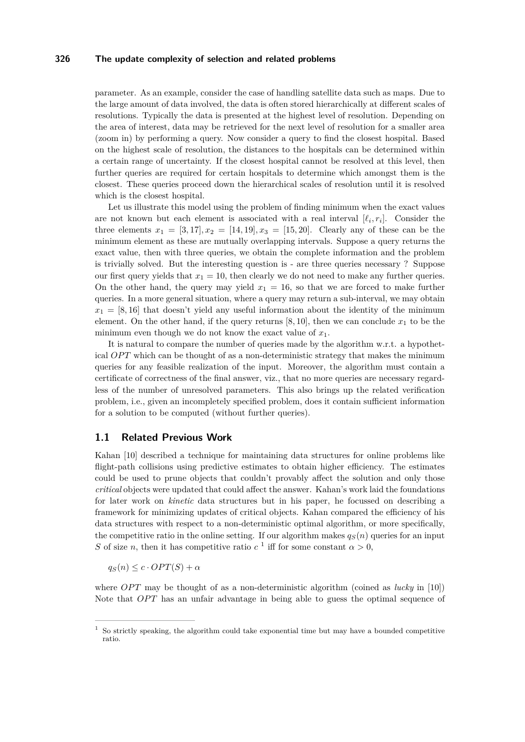parameter. As an example, consider the case of handling satellite data such as maps. Due to the large amount of data involved, the data is often stored hierarchically at different scales of resolutions. Typically the data is presented at the highest level of resolution. Depending on the area of interest, data may be retrieved for the next level of resolution for a smaller area (zoom in) by performing a query. Now consider a query to find the closest hospital. Based on the highest scale of resolution, the distances to the hospitals can be determined within a certain range of uncertainty. If the closest hospital cannot be resolved at this level, then further queries are required for certain hospitals to determine which amongst them is the closest. These queries proceed down the hierarchical scales of resolution until it is resolved which is the closest hospital.

Let us illustrate this model using the problem of finding minimum when the exact values are not known but each element is associated with a real interval $[\ell_i, r_i]$. Consider the three elements $x_1 = [3, 17], x_2 = [14, 19], x_3 = [15, 20]$. Clearly any of these can be the minimum element as these are mutually overlapping intervals. Suppose a query returns the exact value, then with three queries, we obtain the complete information and the problem is trivially solved. But the interesting question is - are three queries necessary ? Suppose our first query yields that $x_1 = 10$, then clearly we do not need to make any further queries. On the other hand, the query may yield $x_1 = 16$, so that we are forced to make further queries. In a more general situation, where a query may return a sub-interval, we may obtain $x_1 = [8, 16]$ that doesn't yield any useful information about the identity of the minimum element. On the other hand, if the query returns $[8, 10]$, then we can conclude $x_1$ to be the minimum even though we do not know the exact value of $x_1$.

It is natural to compare the number of queries made by the algorithm w.r.t. a hypothetical $OPT$ which can be thought of as a non-deterministic strategy that makes the minimum queries for any feasible realization of the input. Moreover, the algorithm must contain a certificate of correctness of the final answer, viz., that no more queries are necessary regardless of the number of unresolved parameters. This also brings up the related verification problem, i.e., given an incompletely specified problem, does it contain sufficient information for a solution to be computed (without further queries).

## 1.1 Related Previous Work

Kahan [10] described a technique for maintaining data structures for online problems like flight-path collisions using predictive estimates to obtain higher efficiency. The estimates could be used to prune objects that couldn't provably affect the solution and only those *critical* objects were updated that could affect the answer. Kahan's work laid the foundations for later work on *kinetic* data structures but in his paper, he focussed on describing a framework for minimizing updates of critical objects. Kahan compared the efficiency of his data structures with respect to a non-deterministic optimal algorithm, or more specifically, the competitive ratio in the online setting. If our algorithm makes $q_S(n)$ queries for an input $S$ of size $n$, then it has competitive ratio $c$ [1] iff for some constant $\alpha > 0$,

$$q_S(n) \leq c \cdot OPT(S) + \alpha$$

where $OPT$ may be thought of as a non-deterministic algorithm (coined as *lucky* in [10]) Note that $OPT$ has an unfair advantage in being able to guess the optimal sequence of

[1] So strictly speaking, the algorithm could take exponential time but may have a bounded competitive ratio.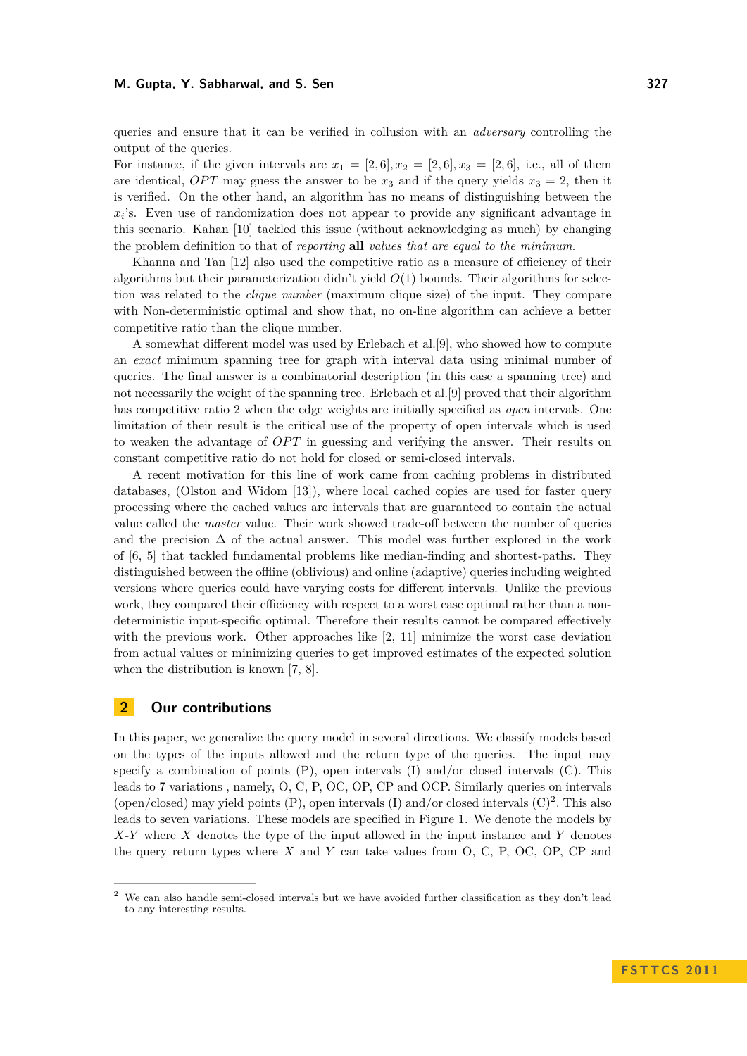queries and ensure that it can be verified in collusion with an *adversary* controlling the output of the queries.

For instance, if the given intervals are $x_1 = [2, 6], x_2 = [2, 6], x_3 = [2, 6]$, i.e., all of them are identical, $OPT$ may guess the answer to be $x_3$ and if the query yields $x_3 = 2$, then it is verified. On the other hand, an algorithm has no means of distinguishing between the $x_i$'s. Even use of randomization does not appear to provide any significant advantage in this scenario. Kahan [10] tackled this issue (without acknowledging as much) by changing the problem definition to that of *reporting* **all** *values that are equal to the minimum*.

Khanna and Tan [12] also used the competitive ratio as a measure of efficiency of their algorithms but their parameterization didn't yield $O(1)$ bounds. Their algorithms for selection was related to the *clique number* (maximum clique size) of the input. They compare with Non-deterministic optimal and show that, no on-line algorithm can achieve a better competitive ratio than the clique number.

A somewhat different model was used by Erlebach et al.[9], who showed how to compute an *exact* minimum spanning tree for graph with interval data using minimal number of queries. The final answer is a combinatorial description (in this case a spanning tree) and not necessarily the weight of the spanning tree. Erlebach et al.[9] proved that their algorithm has competitive ratio 2 when the edge weights are initially specified as *open* intervals. One limitation of their result is the critical use of the property of open intervals which is used to weaken the advantage of $OPT$ in guessing and verifying the answer. Their results on constant competitive ratio do not hold for closed or semi-closed intervals.

A recent motivation for this line of work came from caching problems in distributed databases, (Olston and Widom [13]), where local cached copies are used for faster query processing where the cached values are intervals that are guaranteed to contain the actual value called the *master* value. Their work showed trade-off between the number of queries and the precision $\Delta$ of the actual answer. This model was further explored in the work of [6, 5] that tackled fundamental problems like median-finding and shortest-paths. They distinguished between the offline (oblivious) and online (adaptive) queries including weighted versions where queries could have varying costs for different intervals. Unlike the previous work, they compared their efficiency with respect to a worst case optimal rather than a non-deterministic input-specific optimal. Therefore their results cannot be compared effectively with the previous work. Other approaches like [2, 11] minimize the worst case deviation from actual values or minimizing queries to get improved estimates of the expected solution when the distribution is known [7, 8].

## 2 Our contributions

In this paper, we generalize the query model in several directions. We classify models based on the types of the inputs allowed and the return type of the queries. The input may specify a combination of points (P), open intervals (I) and/or closed intervals (C). This leads to 7 variations , namely, O, C, P, OC, OP, CP and OCP. Similarly queries on intervals (open/closed) may yield points (P), open intervals (I) and/or closed intervals (C)[2]. This also leads to seven variations. These models are specified in Figure 1. We denote the models by $X$-$Y$ where $X$ denotes the type of the input allowed in the input instance and $Y$ denotes the query return types where $X$ and $Y$ can take values from O, C, P, OC, OP, CP and

[2] We can also handle semi-closed intervals but we have avoided further classification as they don't lead to any interesting results.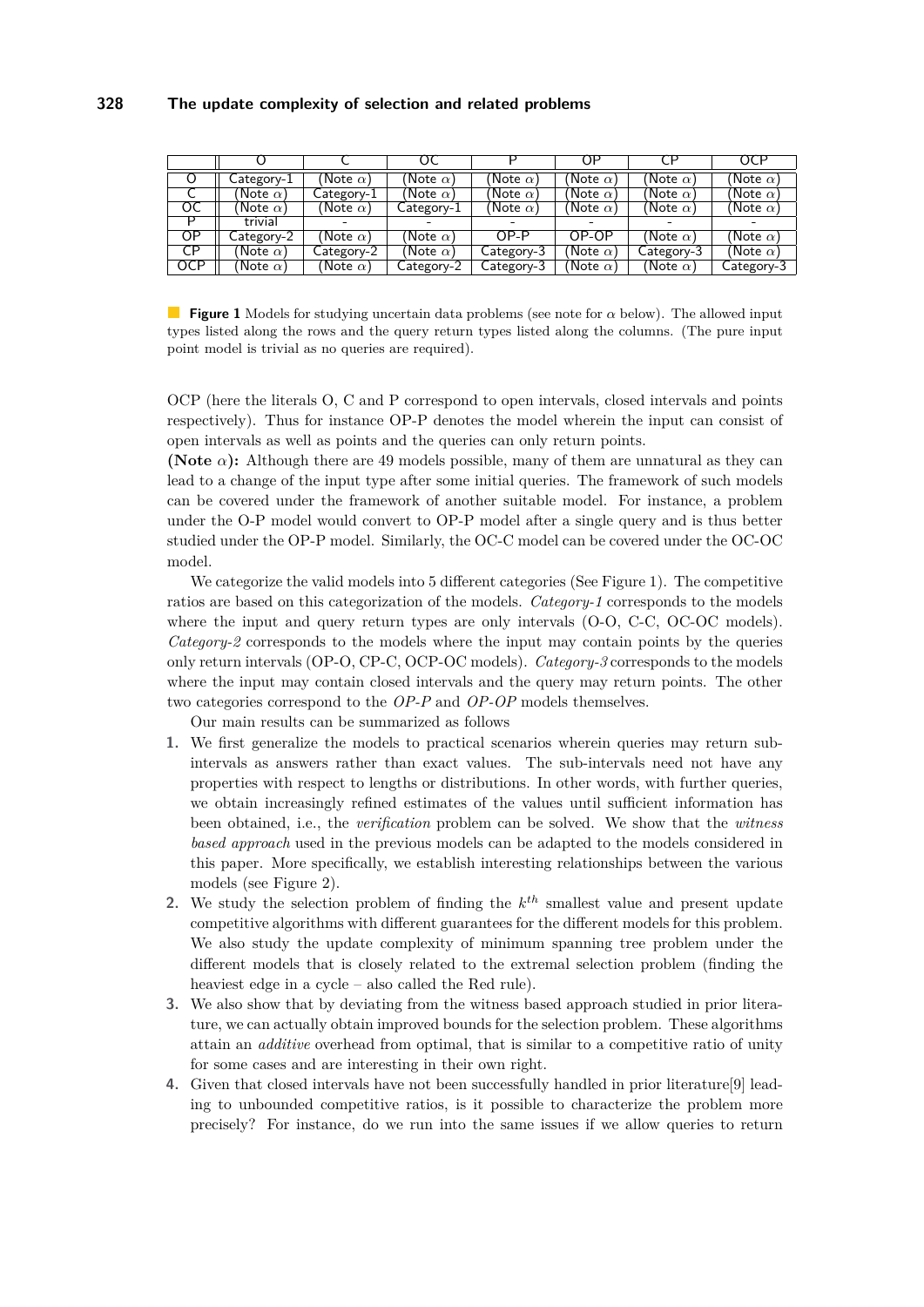| | O | C | OC | P | OP | CP | OCP |
|---|---|---|---|---|---|---|---|
| O | Category-1 | (Note $\alpha$) | (Note $\alpha$) | (Note $\alpha$) | (Note $\alpha$) | (Note $\alpha$) | (Note $\alpha$) |
| C | (Note $\alpha$) | Category-1 | (Note $\alpha$) | (Note $\alpha$) | (Note $\alpha$) | (Note $\alpha$) | (Note $\alpha$) |
| OC | (Note $\alpha$) | (Note $\alpha$) | Category-1 | (Note $\alpha$) | (Note $\alpha$) | (Note $\alpha$) | (Note $\alpha$) |
| P | trivial | - | - | - | - | - | - |
| OP | Category-2 | (Note $\alpha$) | (Note $\alpha$) | OP-P | OP-OP | (Note $\alpha$) | (Note $\alpha$) |
| CP | (Note $\alpha$) | Category-2 | (Note $\alpha$) | Category-3 | (Note $\alpha$) | Category-3 | (Note $\alpha$) |
| OCP | (Note $\alpha$) | (Note $\alpha$) | Category-2 | Category-3 | (Note $\alpha$) | (Note $\alpha$) | Category-3 |

**Figure 1** Models for studying uncertain data problems (see note for $\alpha$ below). The allowed input types listed along the rows and the query return types listed along the columns. (The pure input point model is trivial as no queries are required).

OCP (here the literals O, C and P correspond to open intervals, closed intervals and points respectively). Thus for instance OP-P denotes the model wherein the input can consist of open intervals as well as points and the queries can only return points.

**(Note $\alpha$):** Although there are 49 models possible, many of them are unnatural as they can lead to a change of the input type after some initial queries. The framework of such models can be covered under the framework of another suitable model. For instance, a problem under the O-P model would convert to OP-P model after a single query and is thus better studied under the OP-P model. Similarly, the OC-C model can be covered under the OC-OC model.

We categorize the valid models into 5 different categories (See Figure 1). The competitive ratios are based on this categorization of the models. *Category-1* corresponds to the models where the input and query return types are only intervals (O-O, C-C, OC-OC models). *Category-2* corresponds to the models where the input may contain points by the queries only return intervals (OP-O, CP-C, OCP-OC models). *Category-3* corresponds to the models where the input may contain closed intervals and the query may return points. The other two categories correspond to the *OP-P* and *OP-OP* models themselves.

Our main results can be summarized as follows

1. We first generalize the models to practical scenarios wherein queries may return sub-intervals as answers rather than exact values. The sub-intervals need not have any properties with respect to lengths or distributions. In other words, with further queries, we obtain increasingly refined estimates of the values until sufficient information has been obtained, i.e., the *verification* problem can be solved. We show that the *witness based approach* used in the previous models can be adapted to the models considered in this paper. More specifically, we establish interesting relationships between the various models (see Figure 2).
2. We study the selection problem of finding the $k^{th}$ smallest value and present update competitive algorithms with different guarantees for the different models for this problem. We also study the update complexity of minimum spanning tree problem under the different models that is closely related to the extremal selection problem (finding the heaviest edge in a cycle – also called the Red rule).
3. We also show that by deviating from the witness based approach studied in prior literature, we can actually obtain improved bounds for the selection problem. These algorithms attain an *additive* overhead from optimal, that is similar to a competitive ratio of unity for some cases and are interesting in their own right.
4. Given that closed intervals have not been successfully handled in prior literature[9] leading to unbounded competitive ratios, is it possible to characterize the problem more precisely? For instance, do we run into the same issues if we allow queries to return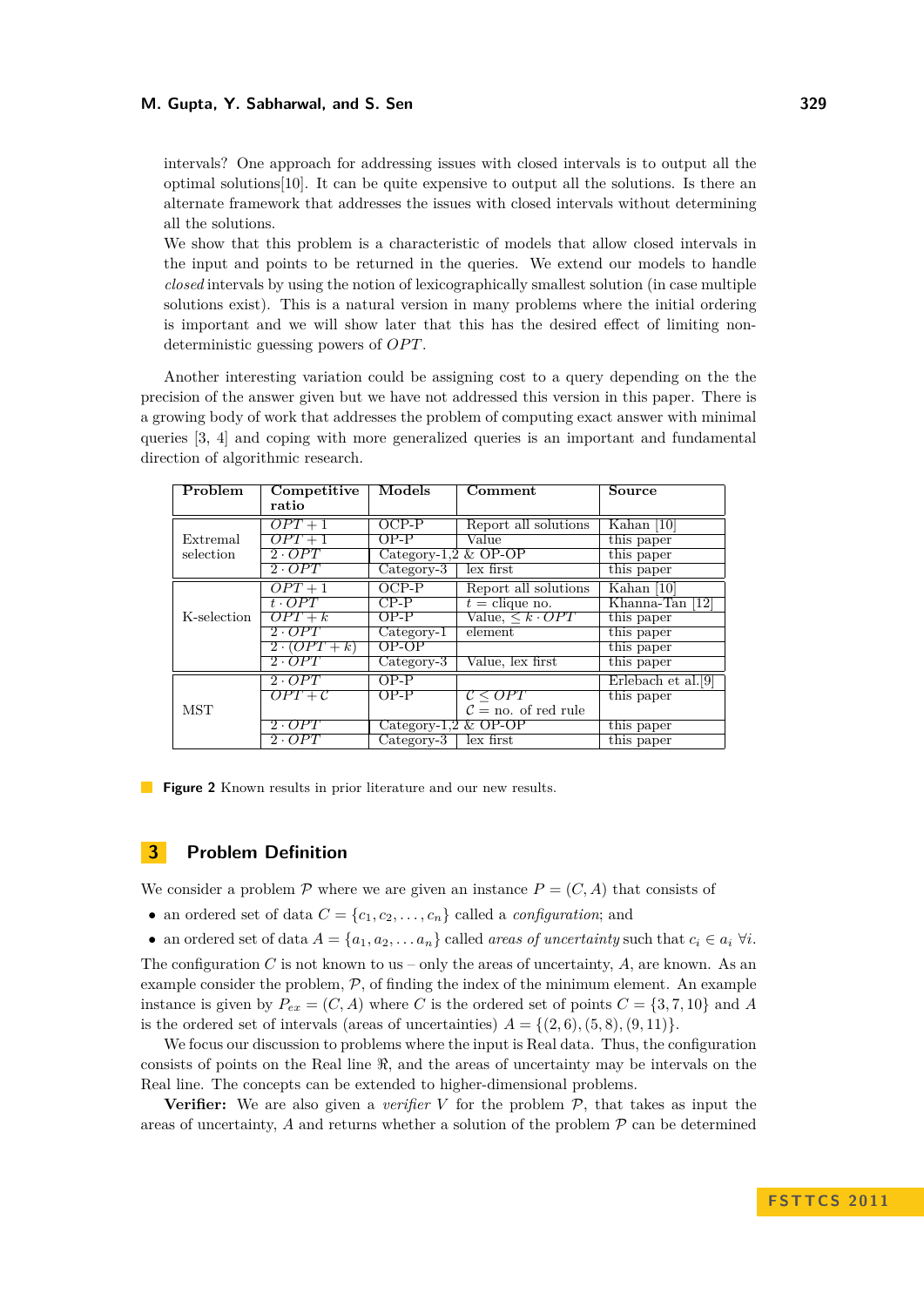intervals? One approach for addressing issues with closed intervals is to output all the optimal solutions[10]. It can be quite expensive to output all the solutions. Is there an alternate framework that addresses the issues with closed intervals without determining all the solutions.
We show that this problem is a characteristic of models that allow closed intervals in the input and points to be returned in the queries. We extend our models to handle *closed* intervals by using the notion of lexicographically smallest solution (in case multiple solutions exist). This is a natural version in many problems where the initial ordering is important and we will show later that this has the desired effect of limiting non-deterministic guessing powers of $OPT$.

Another interesting variation could be assigning cost to a query depending on the the precision of the answer given but we have not addressed this version in this paper. There is a growing body of work that addresses the problem of computing exact answer with minimal queries [3, 4] and coping with more generalized queries is an important and fundamental direction of algorithmic research.

| Problem | Competitive ratio | Models | Comment | Source |
|---|---|---|---|---|
| Extremal selection | $OPT + 1$ | OCP-P | Report all solutions | Kahan [10] |
| | $OPT + 1$ | OP-P | Value | this paper |
| | $2 \cdot OPT$ | Category-1,2 & OP-OP | | this paper |
| | $2 \cdot OPT$ | Category-3 | lex first | this paper |
| K-selection | $OPT + 1$ | OCP-P | Report all solutions | Kahan [10] |
| | $t \cdot OPT$ | CP-P | $t$ = clique no. | Khanna-Tan [12] |
| | $OPT + k$ | OP-P | Value, $\leq k \cdot OPT$ | this paper |
| | $2 \cdot OPT$ | Category-1 | element | this paper |
| | $2 \cdot (OPT + k)$ | OP-OP | | this paper |
| | $2 \cdot OPT$ | Category-3 | Value, lex first | this paper |
| MST | $2 \cdot OPT$ | OP-P | | Erlebach et al.[9] |
| | $OPT + \mathcal{C}$ | OP-P | $\mathcal{C} \leq OPT$ $\mathcal{C}$ = no. of red rule | this paper |
| | $2 \cdot OPT$ | Category-1,2 & OP-OP | | this paper |
| | $2 \cdot OPT$ | Category-3 | lex first | this paper |

**Figure 2** Known results in prior literature and our new results.

## 3 Problem Definition

We consider a problem $\mathcal{P}$ where we are given an instance $P = (C, A)$ that consists of

- an ordered set of data $C = \{c_1, c_2, \ldots, c_n\}$ called a *configuration*; and
- an ordered set of data $A = \{a_1, a_2, \ldots a_n\}$ called *areas of uncertainty* such that $c_i \in a_i \ \forall i$.

The configuration $C$ is not known to us – only the areas of uncertainty, $A$, are known. As an example consider the problem, $\mathcal{P}$, of finding the index of the minimum element. An example instance is given by $P_{ex} = (C, A)$ where $C$ is the ordered set of points $C = \{3, 7, 10\}$ and $A$ is the ordered set of intervals (areas of uncertainties) $A = \{(2, 6), (5, 8), (9, 11)\}$.

We focus our discussion to problems where the input is Real data. Thus, the configuration consists of points on the Real line $\Re$, and the areas of uncertainty may be intervals on the Real line. The concepts can be extended to higher-dimensional problems.

**Verifier:** We are also given a *verifier* $V$ for the problem $\mathcal{P}$, that takes as input the areas of uncertainty, $A$ and returns whether a solution of the problem $\mathcal{P}$ can be determined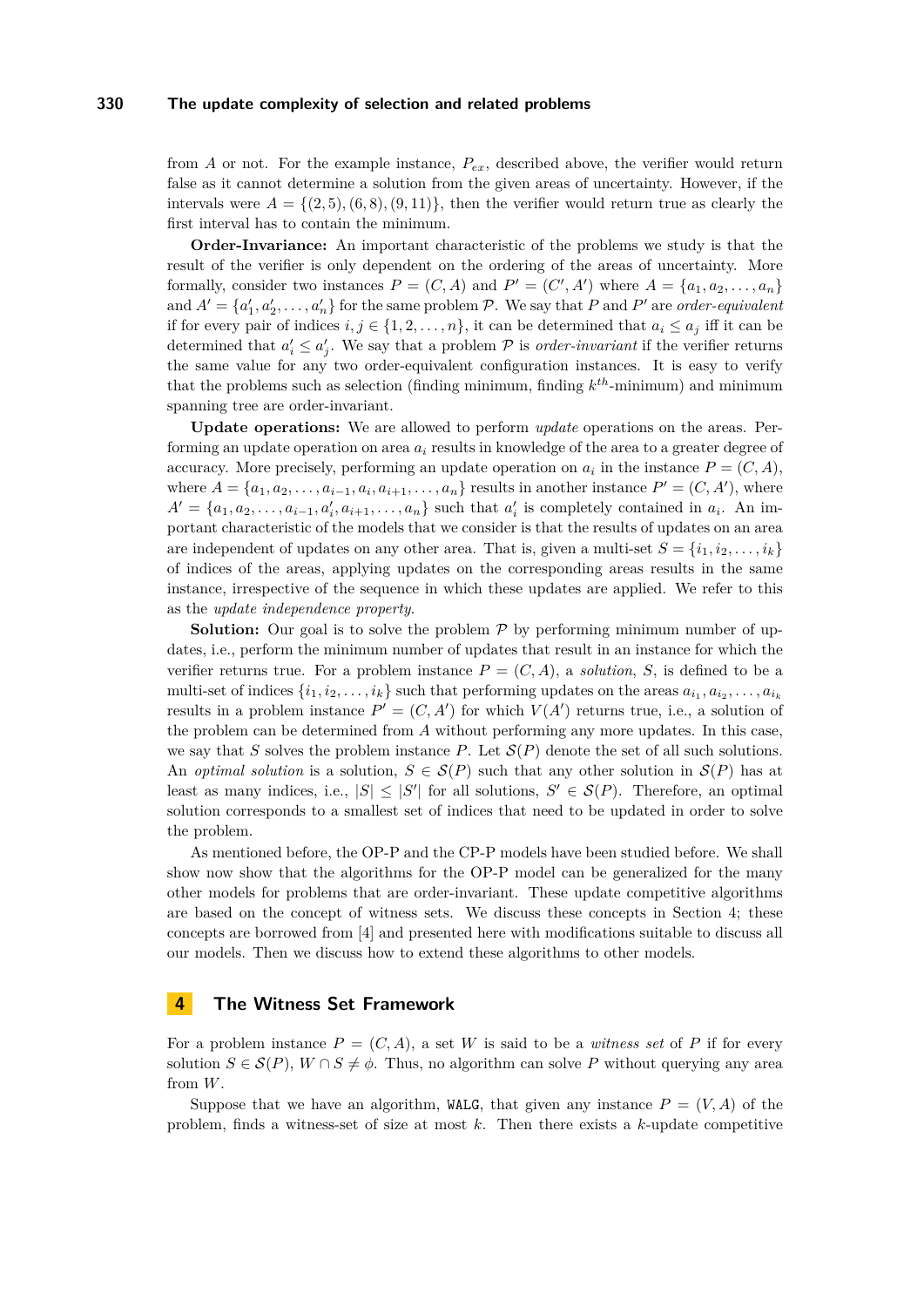from $A$ or not. For the example instance, $P_{ex}$, described above, the verifier would return false as it cannot determine a solution from the given areas of uncertainty. However, if the intervals were $A = \{(2, 5), (6, 8), (9, 11)\}$, then the verifier would return true as clearly the first interval has to contain the minimum.

**Order-Invariance:** An important characteristic of the problems we study is that the result of the verifier is only dependent on the ordering of the areas of uncertainty. More formally, consider two instances $P = (C, A)$ and $P' = (C', A')$ where $A = \{a_1, a_2, \ldots, a_n\}$ and $A' = \{a'_1, a'_2, \ldots, a'_n\}$ for the same problem $\mathcal{P}$. We say that $P$ and $P'$ are *order-equivalent* if for every pair of indices $i, j \in \{1, 2, \ldots, n\}$, it can be determined that $a_i \leq a_j$ iff it can be determined that $a'_i \leq a'_j$. We say that a problem $\mathcal{P}$ is *order-invariant* if the verifier returns the same value for any two order-equivalent configuration instances. It is easy to verify that the problems such as selection (finding minimum, finding $k^{th}$-minimum) and minimum spanning tree are order-invariant.

**Update operations:** We are allowed to perform *update* operations on the areas. Performing an update operation on area $a_i$ results in knowledge of the area to a greater degree of accuracy. More precisely, performing an update operation on $a_i$ in the instance $P = (C, A)$, where $A = \{a_1, a_2, \ldots, a_{i-1}, a_i, a_{i+1}, \ldots, a_n\}$ results in another instance $P' = (C, A')$, where $A' = \{a_1, a_2, \ldots, a_{i-1}, a'_i, a_{i+1}, \ldots, a_n\}$ such that $a'_i$ is completely contained in $a_i$. An important characteristic of the models that we consider is that the results of updates on an area are independent of updates on any other area. That is, given a multi-set $S = \{i_1, i_2, \ldots, i_k\}$ of indices of the areas, applying updates on the corresponding areas results in the same instance, irrespective of the sequence in which these updates are applied. We refer to this as the *update independence property*.

**Solution:** Our goal is to solve the problem $\mathcal{P}$ by performing minimum number of updates, i.e., perform the minimum number of updates that result in an instance for which the verifier returns true. For a problem instance $P = (C, A)$, a *solution*, $S$, is defined to be a multi-set of indices $\{i_1, i_2, \ldots, i_k\}$ such that performing updates on the areas $a_{i_1}, a_{i_2}, \ldots, a_{i_k}$ results in a problem instance $P' = (C, A')$ for which $V(A')$ returns true, i.e., a solution of the problem can be determined from $A$ without performing any more updates. In this case, we say that $S$ solves the problem instance $P$. Let $\mathcal{S}(P)$ denote the set of all such solutions. An *optimal solution* is a solution, $S \in \mathcal{S}(P)$ such that any other solution in $\mathcal{S}(P)$ has at least as many indices, i.e., $|S| \leq |S'|$ for all solutions, $S' \in \mathcal{S}(P)$. Therefore, an optimal solution corresponds to a smallest set of indices that need to be updated in order to solve the problem.

As mentioned before, the OP-P and the CP-P models have been studied before. We shall show now show that the algorithms for the OP-P model can be generalized for the many other models for problems that are order-invariant. These update competitive algorithms are based on the concept of witness sets. We discuss these concepts in Section 4; these concepts are borrowed from [4] and presented here with modifications suitable to discuss all our models. Then we discuss how to extend these algorithms to other models.

## 4 The Witness Set Framework

For a problem instance $P = (C, A)$, a set $W$ is said to be a *witness set* of $P$ if for every solution $S \in \mathcal{S}(P)$, $W \cap S \neq \phi$. Thus, no algorithm can solve $P$ without querying any area from $W$.

Suppose that we have an algorithm, `WALG`, that given any instance $P = (V, A)$ of the problem, finds a witness-set of size at most $k$. Then there exists a $k$-update competitive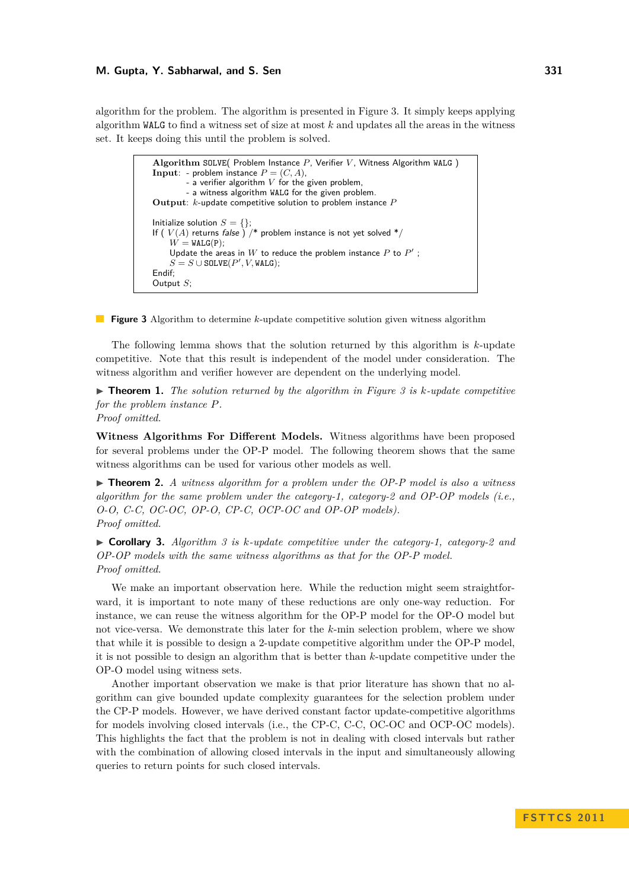algorithm for the problem. The algorithm is presented in Figure 3. It simply keeps applying algorithm WALG to find a witness set of size at most $k$ and updates all the areas in the witness set. It keeps doing this until the problem is solved.

```
Algorithm SOLVE( Problem Instance P, Verifier V, Witness Algorithm WALG )
Input:  - problem instance P = (C, A),
        - a verifier algorithm V for the given problem,
        - a witness algorithm WALG for the given problem.
Output: k-update competitive solution to problem instance P

Initialize solution S = {};
If ( V(A) returns false ) /* problem instance is not yet solved */
    W = WALG(P);
    Update the areas in W to reduce the problem instance P to P' ;
    S = S ∪ SOLVE(P', V, WALG);
Endif;
Output S;
```

**Figure 3** Algorithm to determine $k$-update competitive solution given witness algorithm

The following lemma shows that the solution returned by this algorithm is $k$-update competitive. Note that this result is independent of the model under consideration. The witness algorithm and verifier however are dependent on the underlying model.

▶ **Theorem 1.** *The solution returned by the algorithm in Figure 3 is $k$-update competitive for the problem instance $P$.*
*Proof omitted.*

**Witness Algorithms For Different Models.** Witness algorithms have been proposed for several problems under the OP-P model. The following theorem shows that the same witness algorithms can be used for various other models as well.

▶ **Theorem 2.** *A witness algorithm for a problem under the OP-P model is also a witness algorithm for the same problem under the category-1, category-2 and OP-OP models (i.e., O-O, C-C, OC-OC, OP-O, CP-C, OCP-OC and OP-OP models).*
*Proof omitted.*

▶ **Corollary 3.** *Algorithm 3 is $k$-update competitive under the category-1, category-2 and OP-OP models with the same witness algorithms as that for the OP-P model.*
*Proof omitted.*

We make an important observation here. While the reduction might seem straightforward, it is important to note many of these reductions are only one-way reduction. For instance, we can reuse the witness algorithm for the OP-P model for the OP-O model but not vice-versa. We demonstrate this later for the $k$-min selection problem, where we show that while it is possible to design a 2-update competitive algorithm under the OP-P model, it is not possible to design an algorithm that is better than $k$-update competitive under the OP-O model using witness sets.

Another important observation we make is that prior literature has shown that no algorithm can give bounded update complexity guarantees for the selection problem under the CP-P models. However, we have derived constant factor update-competitive algorithms for models involving closed intervals (i.e., the CP-C, C-C, OC-OC and OCP-OC models). This highlights the fact that the problem is not in dealing with closed intervals but rather with the combination of allowing closed intervals in the input and simultaneously allowing queries to return points for such closed intervals.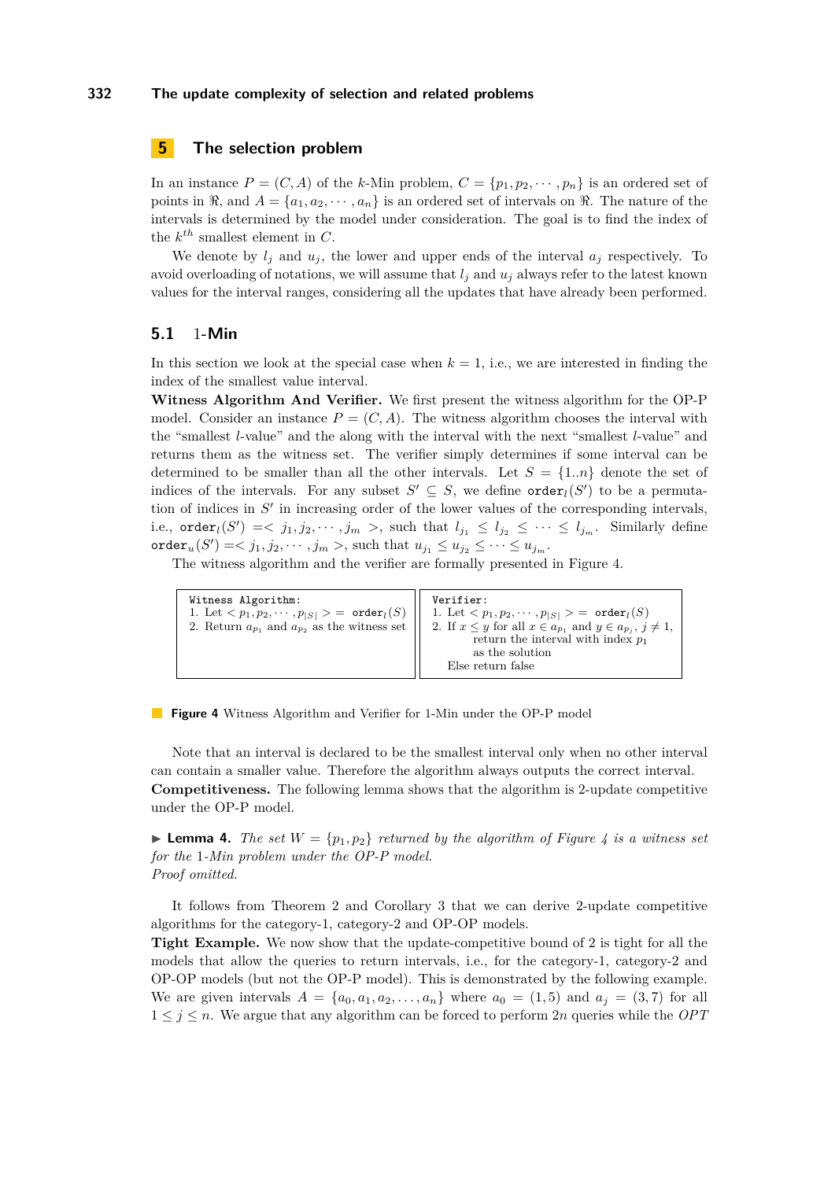## 5 The selection problem

In an instance $P = (C, A)$ of the $k$-Min problem, $C = \{p_1, p_2, \cdots, p_n\}$ is an ordered set of points in $\Re$, and $A = \{a_1, a_2, \cdots, a_n\}$ is an ordered set of intervals on $\Re$. The nature of the intervals is determined by the model under consideration. The goal is to find the index of the $k^{th}$ smallest element in $C$.

We denote by $l_j$ and $u_j$, the lower and upper ends of the interval $a_j$ respectively. To avoid overloading of notations, we will assume that $l_j$ and $u_j$ always refer to the latest known values for the interval ranges, considering all the updates that have already been performed.

### 5.1 1-Min

In this section we look at the special case when $k = 1$, i.e., we are interested in finding the index of the smallest value interval.

**Witness Algorithm And Verifier.** We first present the witness algorithm for the OP-P model. Consider an instance $P = (C, A)$. The witness algorithm chooses the interval with the "smallest $l$-value" and the along with the interval with the next "smallest $l$-value" and returns them as the witness set. The verifier simply determines if some interval can be determined to be smaller than all the other intervals. Let $S = \{1..n\}$ denote the set of indices of the intervals. For any subset $S' \subseteq S$, we define $\texttt{order}_l(S')$ to be a permutation of indices in $S'$ in increasing order of the lower values of the corresponding intervals, i.e., $\texttt{order}_l(S') = < j_1, j_2, \cdots, j_m >$, such that $l_{j_1} \leq l_{j_2} \leq \cdots \leq l_{j_m}$. Similarly define $\texttt{order}_u(S') = < j_1, j_2, \cdots, j_m >$, such that $u_{j_1} \leq u_{j_2} \leq \cdots \leq u_{j_m}$.

The witness algorithm and the verifier are formally presented in Figure 4.

| Witness Algorithm: | Verifier: |
|---|---|
| 1. Let $< p_1, p_2, \cdots, p_{\lvert S \rvert} > = \texttt{order}_l(S)$ | 1. Let $< p_1, p_2, \cdots, p_{\lvert S \rvert} > = \texttt{order}_l(S)$ |
| 2. Return $a_{p_1}$ and $a_{p_2}$ as the witness set | 2. If $x \leq y$ for all $x \in a_{p_1}$ and $y \in a_{p_j}$, $j \neq 1$, return the interval with index $p_1$ as the solution. Else return false |

**Figure 4** Witness Algorithm and Verifier for 1-Min under the OP-P model

Note that an interval is declared to be the smallest interval only when no other interval can contain a smaller value. Therefore the algorithm always outputs the correct interval.

**Competitiveness.** The following lemma shows that the algorithm is 2-update competitive under the OP-P model.

▶ **Lemma 4.** *The set $W = \{p_1, p_2\}$ returned by the algorithm of Figure 4 is a witness set for the 1-Min problem under the OP-P model.*
*Proof omitted.*

It follows from Theorem 2 and Corollary 3 that we can derive 2-update competitive algorithms for the category-1, category-2 and OP-OP models.

**Tight Example.** We now show that the update-competitive bound of 2 is tight for all the models that allow the queries to return intervals, i.e., for the category-1, category-2 and OP-OP models (but not the OP-P model). This is demonstrated by the following example. We are given intervals $A = \{a_0, a_1, a_2, \ldots, a_n\}$ where $a_0 = (1, 5)$ and $a_j = (3, 7)$ for all $1 \leq j \leq n$. We argue that any algorithm can be forced to perform $2n$ queries while the $OPT$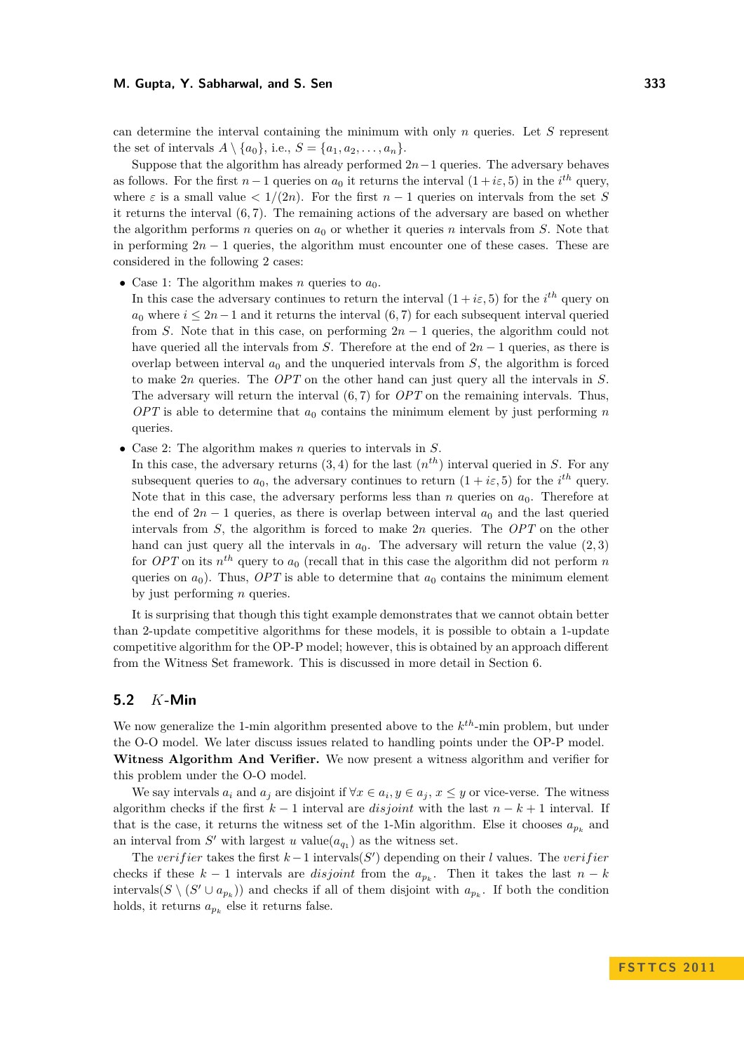can determine the interval containing the minimum with only $n$ queries. Let $S$ represent the set of intervals $A \setminus \{a_0\}$, i.e., $S = \{a_1, a_2, \ldots, a_n\}$.

Suppose that the algorithm has already performed $2n-1$ queries. The adversary behaves as follows. For the first $n-1$ queries on $a_0$ it returns the interval $(1+i\varepsilon, 5)$ in the $i^{th}$ query, where $\varepsilon$ is a small value $< 1/(2n)$. For the first $n-1$ queries on intervals from the set $S$ it returns the interval $(6, 7)$. The remaining actions of the adversary are based on whether the algorithm performs $n$ queries on $a_0$ or whether it queries $n$ intervals from $S$. Note that in performing $2n-1$ queries, the algorithm must encounter one of these cases. These are considered in the following 2 cases:

- Case 1: The algorithm makes $n$ queries to $a_0$.
  In this case the adversary continues to return the interval $(1+i\varepsilon, 5)$ for the $i^{th}$ query on $a_0$ where $i \leq 2n-1$ and it returns the interval $(6, 7)$ for each subsequent interval queried from $S$. Note that in this case, on performing $2n-1$ queries, the algorithm could not have queried all the intervals from $S$. Therefore at the end of $2n-1$ queries, as there is overlap between interval $a_0$ and the unqueried intervals from $S$, the algorithm is forced to make $2n$ queries. The $OPT$ on the other hand can just query all the intervals in $S$. The adversary will return the interval $(6, 7)$ for $OPT$ on the remaining intervals. Thus, $OPT$ is able to determine that $a_0$ contains the minimum element by just performing $n$ queries.
- Case 2: The algorithm makes $n$ queries to intervals in $S$.
  In this case, the adversary returns $(3, 4)$ for the last $(n^{th})$ interval queried in $S$. For any subsequent queries to $a_0$, the adversary continues to return $(1+i\varepsilon, 5)$ for the $i^{th}$ query. Note that in this case, the adversary performs less than $n$ queries on $a_0$. Therefore at the end of $2n-1$ queries, as there is overlap between interval $a_0$ and the last queried intervals from $S$, the algorithm is forced to make $2n$ queries. The $OPT$ on the other hand can just query all the intervals in $a_0$. The adversary will return the value $(2, 3)$ for $OPT$ on its $n^{th}$ query to $a_0$ (recall that in this case the algorithm did not perform $n$ queries on $a_0$). Thus, $OPT$ is able to determine that $a_0$ contains the minimum element by just performing $n$ queries.

It is surprising that though this tight example demonstrates that we cannot obtain better than 2-update competitive algorithms for these models, it is possible to obtain a 1-update competitive algorithm for the OP-P model; however, this is obtained by an approach different from the Witness Set framework. This is discussed in more detail in Section 6.

## 5.2 $K$-Min

We now generalize the 1-min algorithm presented above to the $k^{th}$-min problem, but under the O-O model. We later discuss issues related to handling points under the OP-P model.
**Witness Algorithm And Verifier.** We now present a witness algorithm and verifier for this problem under the O-O model.

We say intervals $a_i$ and $a_j$ are disjoint if $\forall x \in a_i, y \in a_j$, $x \leq y$ or vice-verse. The witness algorithm checks if the first $k-1$ interval are *disjoint* with the last $n-k+1$ interval. If that is the case, it returns the witness set of the 1-Min algorithm. Else it chooses $a_{p_k}$ and an interval from $S'$ with largest $u$ value$(a_{q_1})$ as the witness set.

The *verifier* takes the first $k-1$ intervals$(S')$ depending on their $l$ values. The *verifier* checks if these $k-1$ intervals are *disjoint* from the $a_{p_k}$. Then it takes the last $n-k$ intervals$(S \setminus (S' \cup a_{p_k}))$ and checks if all of them disjoint with $a_{p_k}$. If both the condition holds, it returns $a_{p_k}$ else it returns false.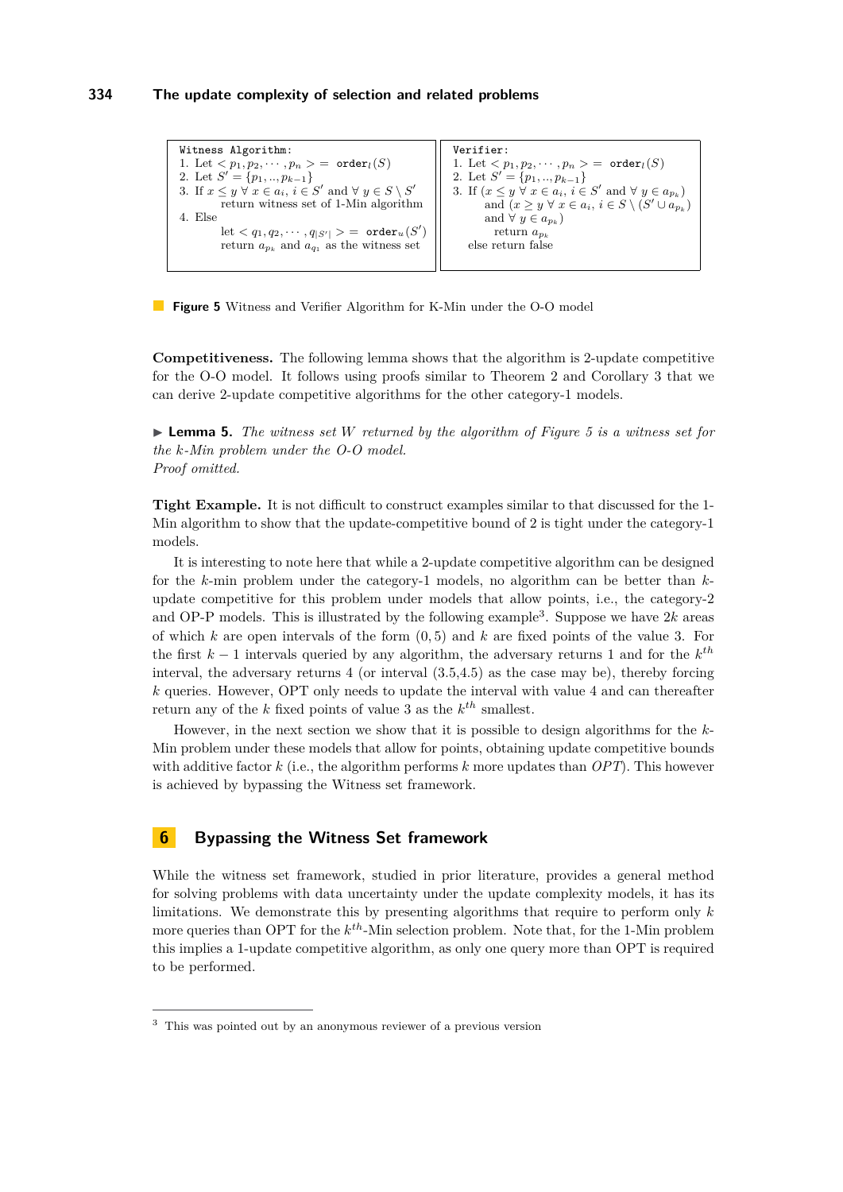```
Witness Algorithm:
1. Let < p_1, p_2, ..., p_n > = order_l(S)
2. Let S' = {p_1, .., p_{k-1}}
3. If x ≤ y ∀ x ∈ a_i, i ∈ S' and ∀ y ∈ S \ S'
       return witness set of 1-Min algorithm
4. Else
       let < q_1, q_2, ..., q_{|S'|} > = order_u(S')
       return a_{p_k} and a_{q_1} as the witness set
```

```
Verifier:
1. Let < p_1, p_2, ..., p_n > = order_l(S)
2. Let S' = {p_1, .., p_{k-1}}
3. If (x ≤ y ∀ x ∈ a_i, i ∈ S' and ∀ y ∈ a_{p_k})
       and (x ≥ y ∀ x ∈ a_i, i ∈ S \ (S' ∪ a_{p_k})
       and ∀ y ∈ a_{p_k})
         return a_{p_k}
   else return false
```

**Figure 5** Witness and Verifier Algorithm for K-Min under the O-O model

**Competitiveness.** The following lemma shows that the algorithm is 2-update competitive for the O-O model. It follows using proofs similar to Theorem 2 and Corollary 3 that we can derive 2-update competitive algorithms for the other category-1 models.

▶ **Lemma 5.** *The witness set $W$ returned by the algorithm of Figure 5 is a witness set for the $k$-Min problem under the O-O model.*
*Proof omitted.*

**Tight Example.** It is not difficult to construct examples similar to that discussed for the 1-Min algorithm to show that the update-competitive bound of 2 is tight under the category-1 models.

It is interesting to note here that while a 2-update competitive algorithm can be designed for the $k$-min problem under the category-1 models, no algorithm can be better than $k$-update competitive for this problem under models that allow points, i.e., the category-2 and OP-P models. This is illustrated by the following example[3]. Suppose we have $2k$ areas of which $k$ are open intervals of the form $(0, 5)$ and $k$ are fixed points of the value 3. For the first $k-1$ intervals queried by any algorithm, the adversary returns 1 and for the $k^{th}$ interval, the adversary returns 4 (or interval (3.5,4.5) as the case may be), thereby forcing $k$ queries. However, OPT only needs to update the interval with value 4 and can thereafter return any of the $k$ fixed points of value 3 as the $k^{th}$ smallest.

However, in the next section we show that it is possible to design algorithms for the $k$-Min problem under these models that allow for points, obtaining update competitive bounds with additive factor $k$ (i.e., the algorithm performs $k$ more updates than $OPT$). This however is achieved by bypassing the Witness set framework.

## 6 Bypassing the Witness Set framework

While the witness set framework, studied in prior literature, provides a general method for solving problems with data uncertainty under the update complexity models, it has its limitations. We demonstrate this by presenting algorithms that require to perform only $k$ more queries than OPT for the $k^{th}$-Min selection problem. Note that, for the 1-Min problem this implies a 1-update competitive algorithm, as only one query more than OPT is required to be performed.

[3] This was pointed out by an anonymous reviewer of a previous version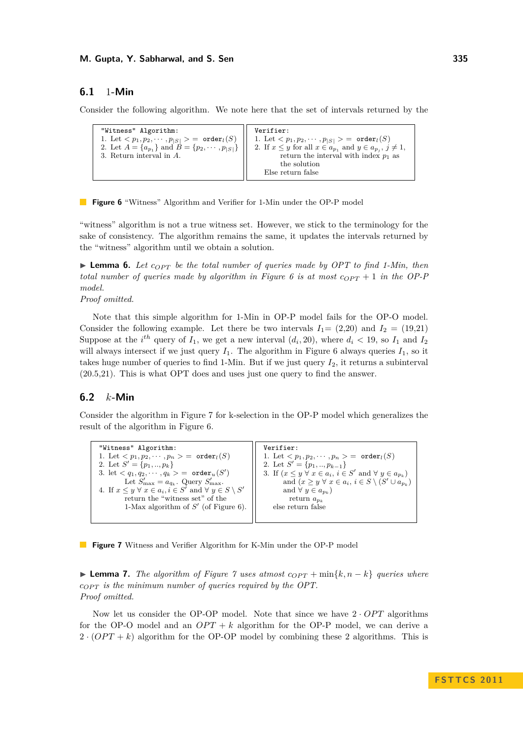## 6.1 1-Min

Consider the following algorithm. We note here that the set of intervals returned by the

```
"Witness" Algorithm:
1. Let <p_1, p_2, ..., p_|S|> = order_l(S)
2. Let A = {a_{p_1}} and B = {p_2, ..., p_|S|}
3. Return interval in A.
```

```
Verifier:
1. Let <p_1, p_2, ..., p_|S|> = order_l(S)
2. If x ≤ y for all x ∈ a_{p_1} and y ∈ a_{p_j}, j ≠ 1,
        return the interval with index p_1 as
        the solution
   Else return false
```

**Figure 6** "Witness" Algorithm and Verifier for 1-Min under the OP-P model

"witness" algorithm is not a true witness set. However, we stick to the terminology for the sake of consistency. The algorithm remains the same, it updates the intervals returned by the "witness" algorithm until we obtain a solution.

▶ **Lemma 6.** *Let $c_{OPT}$ be the total number of queries made by OPT to find 1-Min, then total number of queries made by algorithm in Figure 6 is at most $c_{OPT} + 1$ in the OP-P model.*
*Proof omitted.*

Note that this simple algorithm for 1-Min in OP-P model fails for the OP-O model. Consider the following example. Let there be two intervals $I_1$= (2,20) and $I_2$ = (19,21) Suppose at the $i^{th}$ query of $I_1$, we get a new interval $(d_i, 20)$, where $d_i < 19$, so $I_1$ and $I_2$ will always intersect if we just query $I_1$. The algorithm in Figure 6 always queries $I_1$, so it takes huge number of queries to find 1-Min. But if we just query $I_2$, it returns a subinterval (20.5,21). This is what OPT does and uses just one query to find the answer.

## 6.2 $k$-Min

Consider the algorithm in Figure 7 for k-selection in the OP-P model which generalizes the result of the algorithm in Figure 6.

```
"Witness" Algorithm:
1. Let <p_1, p_2, ..., p_n> = order_l(S)
2. Let S' = {p_1, .., p_k}
3. let <q_1, q_2, ..., q_k> = order_u(S')
        Let S'_max = a_{q_k}. Query S'_max.
4. If x ≤ y ∀ x ∈ a_i, i ∈ S' and ∀ y ∈ S \ S'
        return the "witness set" of the
        1-Max algorithm of S' (of Figure 6).
```

```
Verifier:
1. Let <p_1, p_2, ..., p_n> = order_l(S)
2. Let S' = {p_1, .., p_{k-1}}
3. If (x ≤ y ∀ x ∈ a_i, i ∈ S' and ∀ y ∈ a_{p_k})
        and (x ≥ y ∀ x ∈ a_i, i ∈ S \ (S' ∪ a_{p_k})
        and ∀ y ∈ a_{p_k})
           return a_{p_k}
   else return false
```

**Figure 7** Witness and Verifier Algorithm for K-Min under the OP-P model

▶ **Lemma 7.** *The algorithm of Figure 7 uses atmost $c_{OPT} + \min\{k, n-k\}$ queries where $c_{OPT}$ is the minimum number of queries required by the OPT.*
*Proof omitted.*

Now let us consider the OP-OP model. Note that since we have $2 \cdot OPT$ algorithms for the OP-O model and an $OPT + k$ algorithm for the OP-P model, we can derive a $2 \cdot (OPT + k)$ algorithm for the OP-OP model by combining these 2 algorithms. This is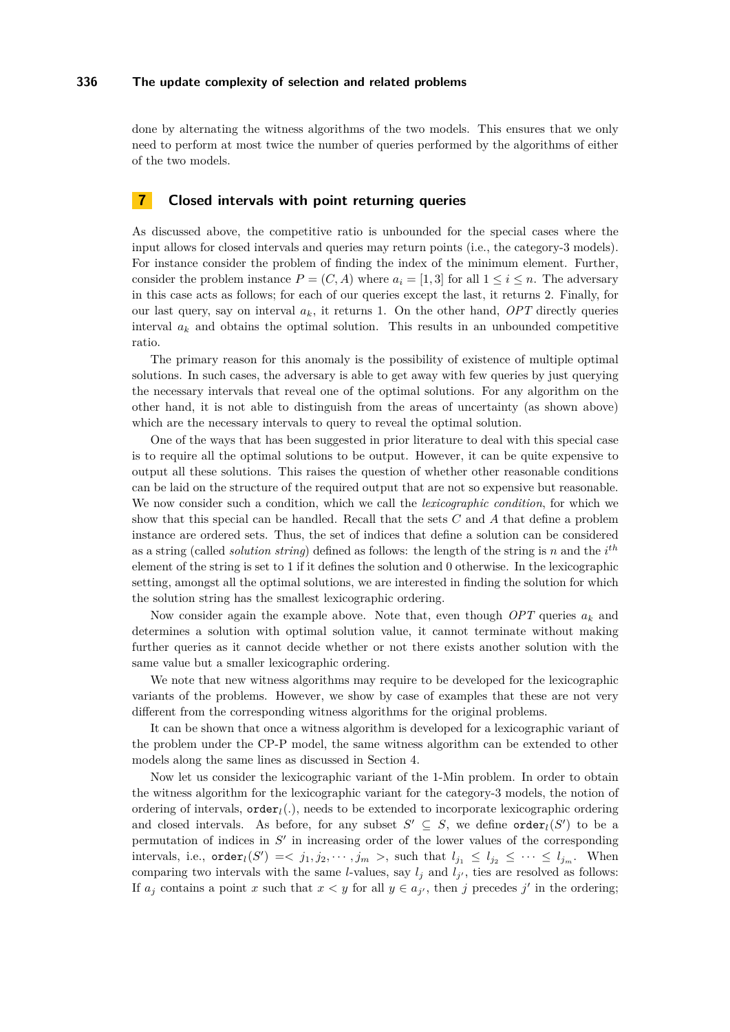done by alternating the witness algorithms of the two models. This ensures that we only need to perform at most twice the number of queries performed by the algorithms of either of the two models.

## 7 Closed intervals with point returning queries

As discussed above, the competitive ratio is unbounded for the special cases where the input allows for closed intervals and queries may return points (i.e., the category-3 models). For instance consider the problem of finding the index of the minimum element. Further, consider the problem instance $P = (C, A)$ where $a_i = [1, 3]$ for all $1 \leq i \leq n$. The adversary in this case acts as follows; for each of our queries except the last, it returns 2. Finally, for our last query, say on interval $a_k$, it returns 1. On the other hand, *OPT* directly queries interval $a_k$ and obtains the optimal solution. This results in an unbounded competitive ratio.

The primary reason for this anomaly is the possibility of existence of multiple optimal solutions. In such cases, the adversary is able to get away with few queries by just querying the necessary intervals that reveal one of the optimal solutions. For any algorithm on the other hand, it is not able to distinguish from the areas of uncertainty (as shown above) which are the necessary intervals to query to reveal the optimal solution.

One of the ways that has been suggested in prior literature to deal with this special case is to require all the optimal solutions to be output. However, it can be quite expensive to output all these solutions. This raises the question of whether other reasonable conditions can be laid on the structure of the required output that are not so expensive but reasonable. We now consider such a condition, which we call the *lexicographic condition*, for which we show that this special can be handled. Recall that the sets $C$ and $A$ that define a problem instance are ordered sets. Thus, the set of indices that define a solution can be considered as a string (called *solution string*) defined as follows: the length of the string is $n$ and the $i^{th}$ element of the string is set to 1 if it defines the solution and 0 otherwise. In the lexicographic setting, amongst all the optimal solutions, we are interested in finding the solution for which the solution string has the smallest lexicographic ordering.

Now consider again the example above. Note that, even though *OPT* queries $a_k$ and determines a solution with optimal solution value, it cannot terminate without making further queries as it cannot decide whether or not there exists another solution with the same value but a smaller lexicographic ordering.

We note that new witness algorithms may require to be developed for the lexicographic variants of the problems. However, we show by case of examples that these are not very different from the corresponding witness algorithms for the original problems.

It can be shown that once a witness algorithm is developed for a lexicographic variant of the problem under the CP-P model, the same witness algorithm can be extended to other models along the same lines as discussed in Section 4.

Now let us consider the lexicographic variant of the 1-Min problem. In order to obtain the witness algorithm for the lexicographic variant for the category-3 models, the notion of ordering of intervals, $\texttt{order}_l(.)$, needs to be extended to incorporate lexicographic ordering and closed intervals. As before, for any subset $S' \subseteq S$, we define $\texttt{order}_l(S')$ to be a permutation of indices in $S'$ in increasing order of the lower values of the corresponding intervals, i.e., $\texttt{order}_l(S') =< j_1, j_2, \cdots, j_m >$, such that $l_{j_1} \leq l_{j_2} \leq \cdots \leq l_{j_m}$. When comparing two intervals with the same $l$-values, say $l_j$ and $l_{j'}$, ties are resolved as follows: If $a_j$ contains a point $x$ such that $x < y$ for all $y \in a_{j'}$, then $j$ precedes $j'$ in the ordering;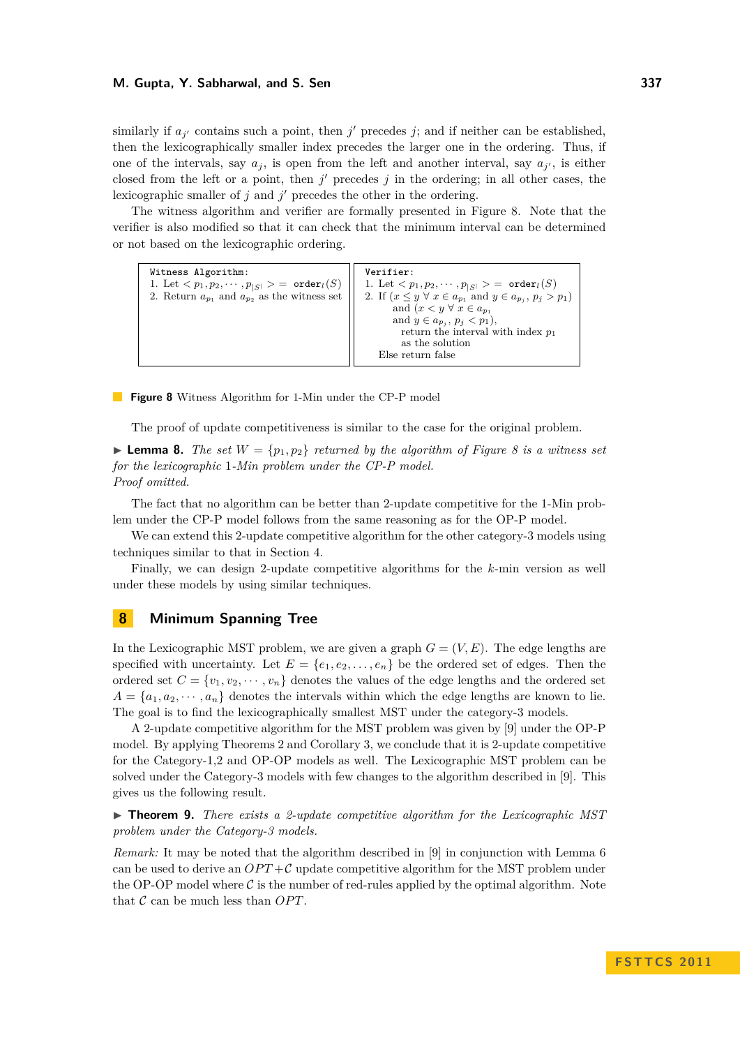similarly if $a_{j'}$ contains such a point, then $j'$ precedes $j$; and if neither can be established, then the lexicographically smaller index precedes the larger one in the ordering. Thus, if one of the intervals, say $a_j$, is open from the left and another interval, say $a_{j'}$, is either closed from the left or a point, then $j'$ precedes $j$ in the ordering; in all other cases, the lexicographic smaller of $j$ and $j'$ precedes the other in the ordering.

The witness algorithm and verifier are formally presented in Figure 8. Note that the verifier is also modified so that it can check that the minimum interval can be determined or not based on the lexicographic ordering.

```
Witness Algorithm:
1. Let <p_1, p_2, ..., p_|S|> = order_l(S)
2. Return a_{p_1} and a_{p_2} as the witness set
```

```
Verifier:
1. Let <p_1, p_2, ..., p_|S|> = order_l(S)
2. If (x ≤ y ∀ x ∈ a_{p_1} and y ∈ a_{p_j}, p_j > p_1)
     and (x < y ∀ x ∈ a_{p_1}
     and y ∈ a_{p_j}, p_j < p_1),
       return the interval with index p_1
       as the solution
   Else return false
```

**Figure 8** Witness Algorithm for 1-Min under the CP-P model

The proof of update competitiveness is similar to the case for the original problem.

► **Lemma 8.** *The set $W = \{p_1, p_2\}$ returned by the algorithm of Figure 8 is a witness set for the lexicographic 1-Min problem under the CP-P model.*
*Proof omitted.*

The fact that no algorithm can be better than 2-update competitive for the 1-Min problem under the CP-P model follows from the same reasoning as for the OP-P model.

We can extend this 2-update competitive algorithm for the other category-3 models using techniques similar to that in Section 4.

Finally, we can design 2-update competitive algorithms for the $k$-min version as well under these models by using similar techniques.

## 8 Minimum Spanning Tree

In the Lexicographic MST problem, we are given a graph $G = (V, E)$. The edge lengths are specified with uncertainty. Let $E = \{e_1, e_2, \ldots, e_n\}$ be the ordered set of edges. Then the ordered set $C = \{v_1, v_2, \cdots, v_n\}$ denotes the values of the edge lengths and the ordered set $A = \{a_1, a_2, \cdots, a_n\}$ denotes the intervals within which the edge lengths are known to lie. The goal is to find the lexicographically smallest MST under the category-3 models.

A 2-update competitive algorithm for the MST problem was given by [9] under the OP-P model. By applying Theorems 2 and Corollary 3, we conclude that it is 2-update competitive for the Category-1,2 and OP-OP models as well. The Lexicographic MST problem can be solved under the Category-3 models with few changes to the algorithm described in [9]. This gives us the following result.

► **Theorem 9.** *There exists a 2-update competitive algorithm for the Lexicographic MST problem under the Category-3 models.*

*Remark:* It may be noted that the algorithm described in [9] in conjunction with Lemma 6 can be used to derive an $OPT + \mathcal{C}$ update competitive algorithm for the MST problem under the OP-OP model where $\mathcal{C}$ is the number of red-rules applied by the optimal algorithm. Note that $\mathcal{C}$ can be much less than $OPT$.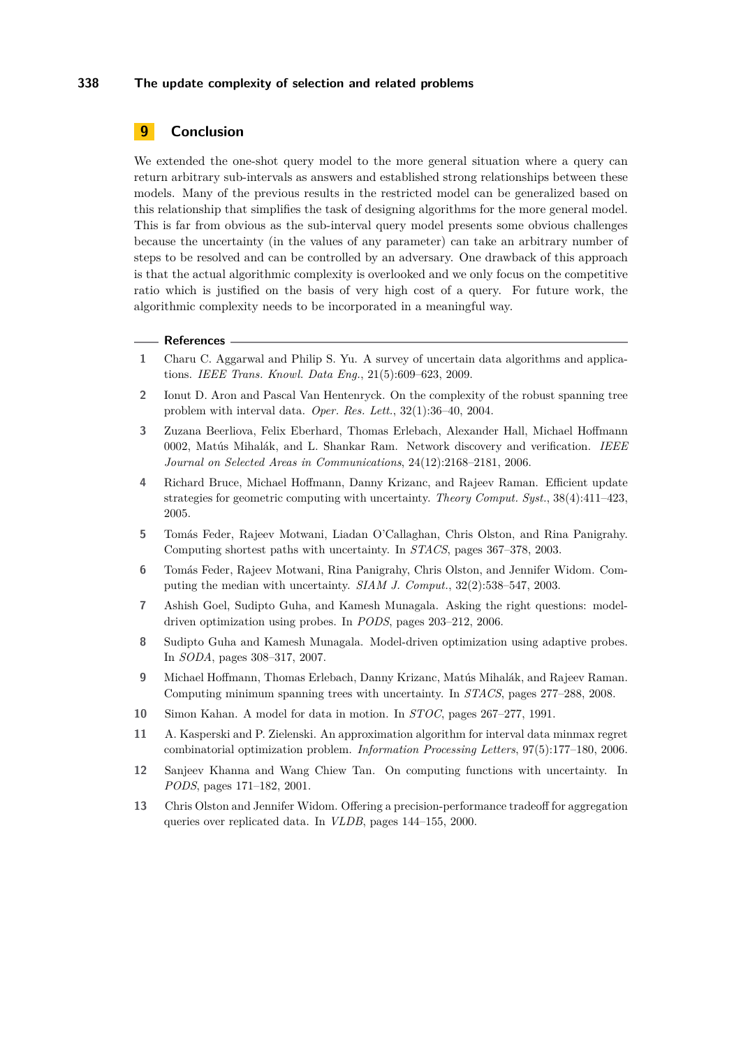## 9 Conclusion

We extended the one-shot query model to the more general situation where a query can return arbitrary sub-intervals as answers and established strong relationships between these models. Many of the previous results in the restricted model can be generalized based on this relationship that simplifies the task of designing algorithms for the more general model. This is far from obvious as the sub-interval query model presents some obvious challenges because the uncertainty (in the values of any parameter) can take an arbitrary number of steps to be resolved and can be controlled by an adversary. One drawback of this approach is that the actual algorithmic complexity is overlooked and we only focus on the competitive ratio which is justified on the basis of very high cost of a query. For future work, the algorithmic complexity needs to be incorporated in a meaningful way.

### References

1. Charu C. Aggarwal and Philip S. Yu. A survey of uncertain data algorithms and applications. *IEEE Trans. Knowl. Data Eng.*, 21(5):609–623, 2009.
2. Ionut D. Aron and Pascal Van Hentenryck. On the complexity of the robust spanning tree problem with interval data. *Oper. Res. Lett.*, 32(1):36–40, 2004.
3. Zuzana Beerliova, Felix Eberhard, Thomas Erlebach, Alexander Hall, Michael Hoffmann 0002, Matús Mihalák, and L. Shankar Ram. Network discovery and verification. *IEEE Journal on Selected Areas in Communications*, 24(12):2168–2181, 2006.
4. Richard Bruce, Michael Hoffmann, Danny Krizanc, and Rajeev Raman. Efficient update strategies for geometric computing with uncertainty. *Theory Comput. Syst.*, 38(4):411–423, 2005.
5. Tomás Feder, Rajeev Motwani, Liadan O'Callaghan, Chris Olston, and Rina Panigrahy. Computing shortest paths with uncertainty. In *STACS*, pages 367–378, 2003.
6. Tomás Feder, Rajeev Motwani, Rina Panigrahy, Chris Olston, and Jennifer Widom. Computing the median with uncertainty. *SIAM J. Comput.*, 32(2):538–547, 2003.
7. Ashish Goel, Sudipto Guha, and Kamesh Munagala. Asking the right questions: model-driven optimization using probes. In *PODS*, pages 203–212, 2006.
8. Sudipto Guha and Kamesh Munagala. Model-driven optimization using adaptive probes. In *SODA*, pages 308–317, 2007.
9. Michael Hoffmann, Thomas Erlebach, Danny Krizanc, Matús Mihalák, and Rajeev Raman. Computing minimum spanning trees with uncertainty. In *STACS*, pages 277–288, 2008.
10. Simon Kahan. A model for data in motion. In *STOC*, pages 267–277, 1991.
11. A. Kasperski and P. Zielenski. An approximation algorithm for interval data minmax regret combinatorial optimization problem. *Information Processing Letters*, 97(5):177–180, 2006.
12. Sanjeev Khanna and Wang Chiew Tan. On computing functions with uncertainty. In *PODS*, pages 171–182, 2001.
13. Chris Olston and Jennifer Widom. Offering a precision-performance tradeoff for aggregation queries over replicated data. In *VLDB*, pages 144–155, 2000.